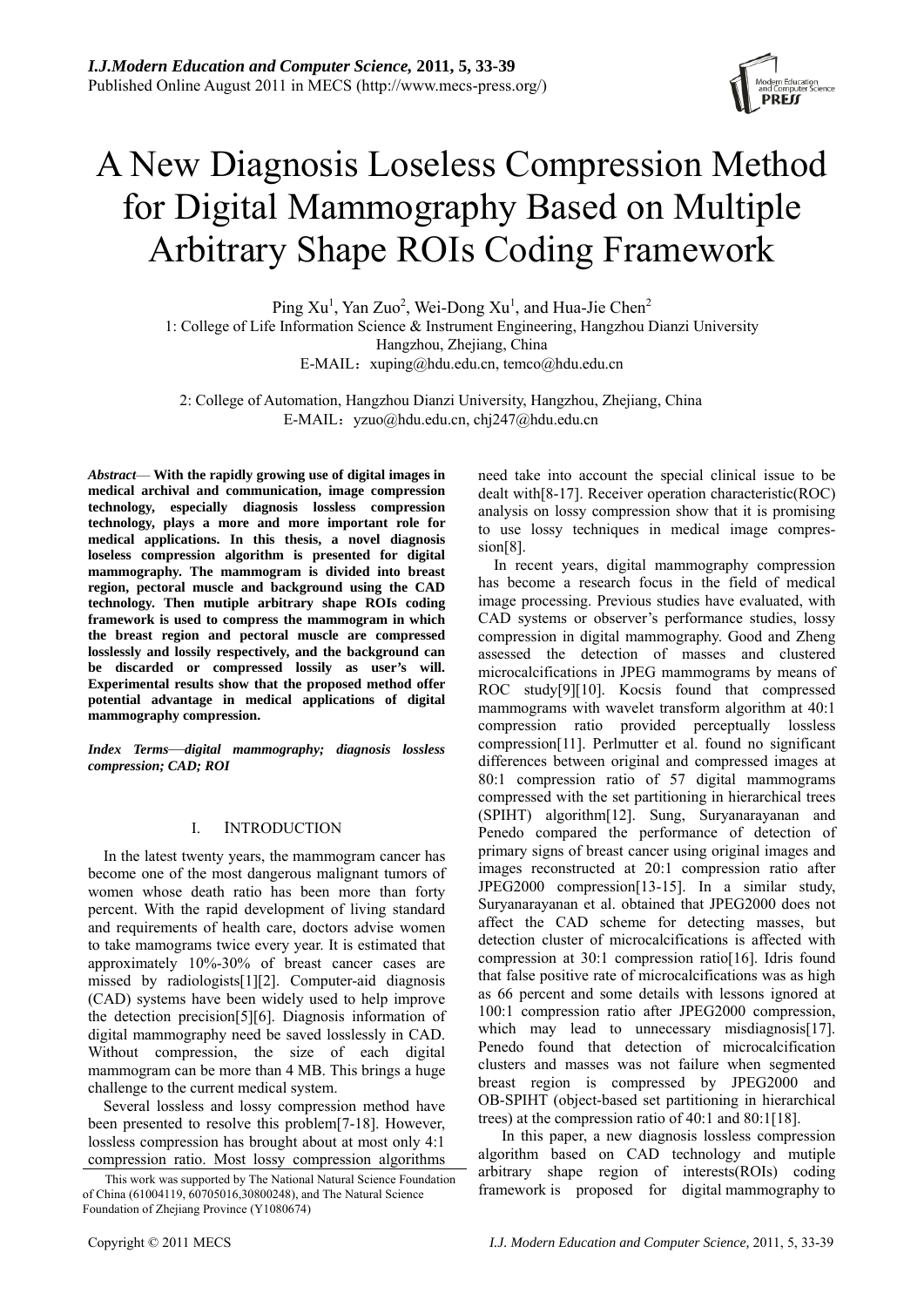# A New Diagnosis Loseless Compression Method for Digital Mammography Based on Multiple Arbitrary Shape ROIs Coding Framework

Ping Xu[1], Yan Zuo[2], Wei-Dong Xu[1], and Hua-Jie Chen[2]

1: College of Life Information Science & Instrument Engineering, Hangzhou Dianzi University
Hangzhou, Zhejiang, China
E-MAIL：xuping@hdu.edu.cn, temco@hdu.edu.cn

2: College of Automation, Hangzhou Dianzi University, Hangzhou, Zhejiang, China
E-MAIL：yzuo@hdu.edu.cn, chj247@hdu.edu.cn

***Abstract*— With the rapidly growing use of digital images in medical archival and communication, image compression technology, especially diagnosis lossless compression technology, plays a more and more important role for medical applications. In this thesis, a novel diagnosis loseless compression algorithm is presented for digital mammography. The mammogram is divided into breast region, pectoral muscle and background using the CAD technology. Then mutiple arbitrary shape ROIs coding framework is used to compress the mammogram in which the breast region and pectoral muscle are compressed losslessly and lossily respectively, and the background can be discarded or compressed lossily as user's will. Experimental results show that the proposed method offer potential advantage in medical applications of digital mammography compression.**

***Index Terms*—*digital mammography; diagnosis lossless compression; CAD; ROI***

## I. INTRODUCTION

In the latest twenty years, the mammogram cancer has become one of the most dangerous malignant tumors of women whose death ratio has been more than forty percent. With the rapid development of living standard and requirements of health care, doctors advise women to take mamograms twice every year. It is estimated that approximately 10%-30% of breast cancer cases are missed by radiologists[1][2]. Computer-aid diagnosis (CAD) systems have been widely used to help improve the detection precision[5][6]. Diagnosis information of digital mammography need be saved losslessly in CAD. Without compression, the size of each digital mammogram can be more than 4 MB. This brings a huge challenge to the current medical system.

Several lossless and lossy compression method have been presented to resolve this problem[7-18]. However, lossless compression has brought about at most only 4:1 compression ratio. Most lossy compression algorithms need take into account the special clinical issue to be dealt with[8-17]. Receiver operation characteristic(ROC) analysis on lossy compression show that it is promising to use lossy techniques in medical image compression[8].

In recent years, digital mammography compression has become a research focus in the field of medical image processing. Previous studies have evaluated, with CAD systems or observer's performance studies, lossy compression in digital mammography. Good and Zheng assessed the detection of masses and clustered microcalcifications in JPEG mammograms by means of ROC study[9][10]. Kocsis found that compressed mammograms with wavelet transform algorithm at 40:1 compression ratio provided perceptually lossless compression[11]. Perlmutter et al. found no significant differences between original and compressed images at 80:1 compression ratio of 57 digital mammograms compressed with the set partitioning in hierarchical trees (SPIHT) algorithm[12]. Sung, Suryanarayanan and Penedo compared the performance of detection of primary signs of breast cancer using original images and images reconstructed at 20:1 compression ratio after JPEG2000 compression[13-15]. In a similar study, Suryanarayanan et al. obtained that JPEG2000 does not affect the CAD scheme for detecting masses, but detection cluster of microcalcifications is affected with compression at 30:1 compression ratio[16]. Idris found that false positive rate of microcalcifications was as high as 66 percent and some details with lessons ignored at 100:1 compression ratio after JPEG2000 compression, which may lead to unnecessary misdiagnosis[17]. Penedo found that detection of microcalcification clusters and masses was not failure when segmented breast region is compressed by JPEG2000 and OB-SPIHT (object-based set partitioning in hierarchical trees) at the compression ratio of 40:1 and 80:1[18].

In this paper, a new diagnosis lossless compression algorithm based on CAD technology and mutiple arbitrary shape region of interests(ROIs) coding framework is proposed for digital mammography to

This work was supported by The National Natural Science Foundation of China (61004119, 60705016,30800248), and The Natural Science Foundation of Zhejiang Province (Y1080674)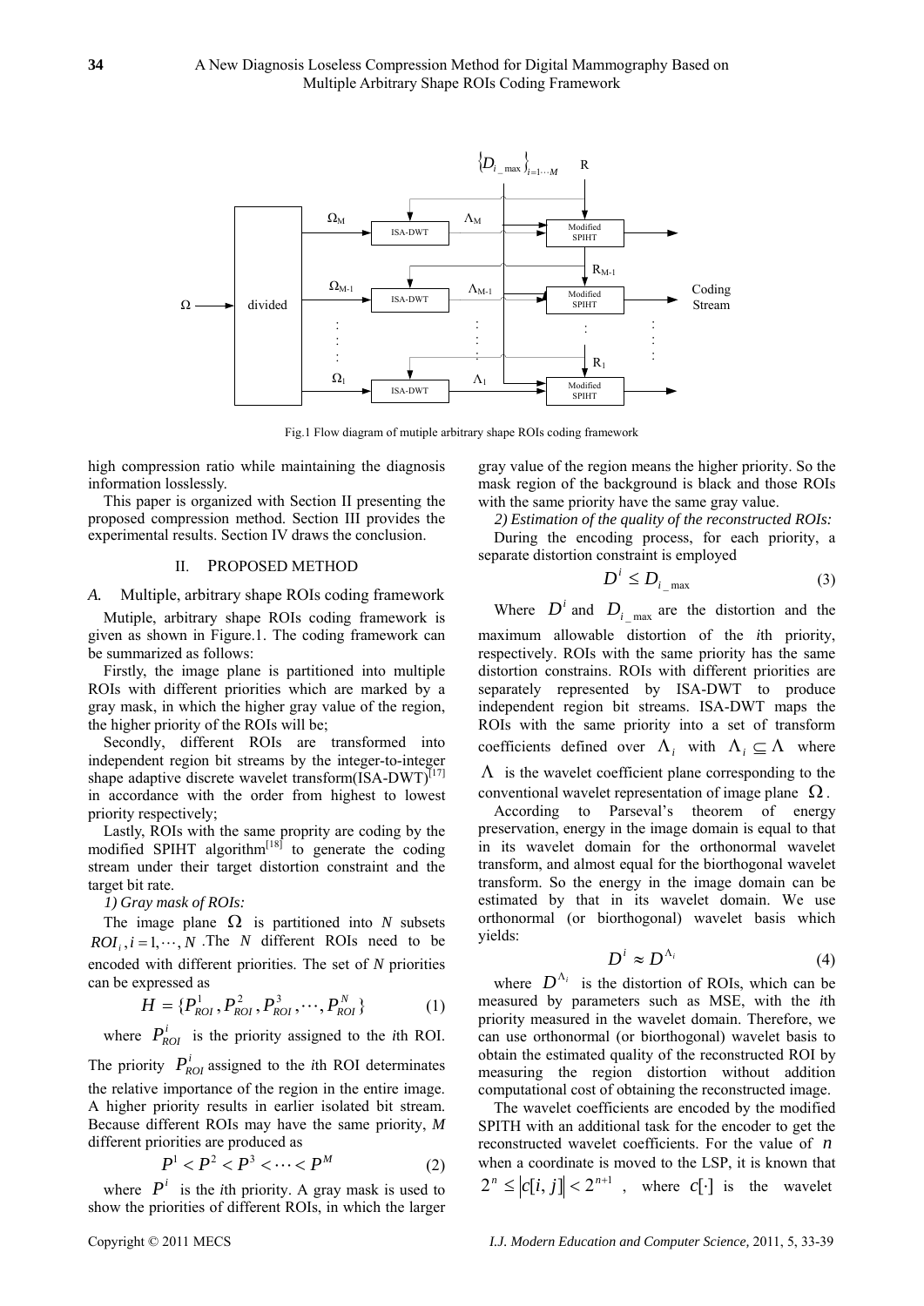Fig.1 Flow diagram of mutiple arbitrary shape ROIs coding framework

high compression ratio while maintaining the diagnosis information losslessly.

This paper is organized with Section II presenting the proposed compression method. Section III provides the experimental results. Section IV draws the conclusion.

## II. PROPOSED METHOD

### *A.* Multiple, arbitrary shape ROIs coding framework

Mutiple, arbitrary shape ROIs coding framework is given as shown in Figure.1. The coding framework can be summarized as follows:

Firstly, the image plane is partitioned into multiple ROIs with different priorities which are marked by a gray mask, in which the higher gray value of the region, the higher priority of the ROIs will be;

Secondly, different ROIs are transformed into independent region bit streams by the integer-to-integer shape adaptive discrete wavelet transform(ISA-DWT)[17] in accordance with the order from highest to lowest priority respectively;

Lastly, ROIs with the same proprity are coding by the modified SPIHT algorithm[18] to generate the coding stream under their target distortion constraint and the target bit rate.

*1) Gray mask of ROIs:*

The image plane $\Omega$ is partitioned into *N* subsets $ROI_i, i = 1, \cdots, N$ .The *N* different ROIs need to be encoded with different priorities. The set of *N* priorities can be expressed as

$$H = \{P_{ROI}^1, P_{ROI}^2, P_{ROI}^3, \cdots, P_{ROI}^N\} \tag{1}$$

where $P_{ROI}^i$ is the priority assigned to the *i*th ROI. The priority $P_{ROI}^i$ assigned to the *i*th ROI determinates the relative importance of the region in the entire image. A higher priority results in earlier isolated bit stream. Because different ROIs may have the same priority, *M* different priorities are produced as

$$P^1 < P^2 < P^3 < \cdots < P^M \tag{2}$$

where $P^i$ is the *i*th priority. A gray mask is used to show the priorities of different ROIs, in which the larger gray value of the region means the higher priority. So the mask region of the background is black and those ROIs with the same priority have the same gray value.

*2) Estimation of the quality of the reconstructed ROIs:*

During the encoding process, for each priority, a separate distortion constraint is employed

$$D^i \leq D_{i\_\max} \tag{3}$$

Where $D^i$ and $D_{i\_\max}$ are the distortion and the maximum allowable distortion of the *i*th priority, respectively. ROIs with the same priority has the same distortion constrains. ROIs with different priorities are separately represented by ISA-DWT to produce independent region bit streams. ISA-DWT maps the ROIs with the same priority into a set of transform coefficients defined over $\Lambda_i$ with $\Lambda_i \subseteq \Lambda$ where $\Lambda$ is the wavelet coefficient plane corresponding to the conventional wavelet representation of image plane $\Omega$.

According to Parseval's theorem of energy preservation, energy in the image domain is equal to that in its wavelet domain for the orthonormal wavelet transform, and almost equal for the biorthogonal wavelet transform. So the energy in the image domain can be estimated by that in its wavelet domain. We use orthonormal (or biorthogonal) wavelet basis which yields:

$$D^i \approx D^{\Lambda_i} \tag{4}$$

where $D^{\Lambda_i}$ is the distortion of ROIs, which can be measured by parameters such as MSE, with the *i*th priority measured in the wavelet domain. Therefore, we can use orthonormal (or biorthogonal) wavelet basis to obtain the estimated quality of the reconstructed ROI by measuring the region distortion without addition computational cost of obtaining the reconstructed image.

The wavelet coefficients are encoded by the modified SPITH with an additional task for the encoder to get the reconstructed wavelet coefficients. For the value of $n$ when a coordinate is moved to the LSP, it is known that $2^n \leq |c[i,j]| < 2^{n+1}$ , where $c[\cdot]$ is the wavelet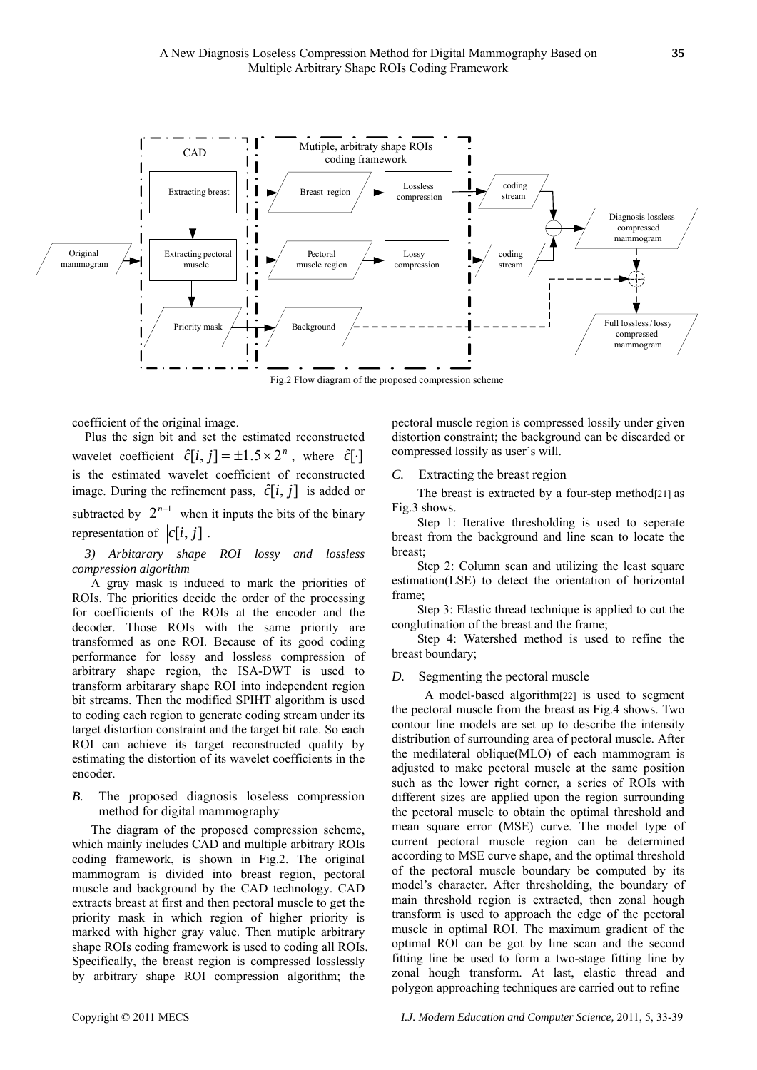Fig.2 Flow diagram of the proposed compression scheme

coefficient of the original image.

Plus the sign bit and set the estimated reconstructed wavelet coefficient $\hat{c}[i,j] = \pm 1.5 \times 2^n$, where $\hat{c}[\cdot]$ is the estimated wavelet coefficient of reconstructed image. During the refinement pass, $\hat{c}[i,j]$ is added or subtracted by $2^{n-1}$ when it inputs the bits of the binary representation of $|c[i,j]|$.

*3) Arbitarary shape ROI lossy and lossless compression algorithm*

A gray mask is induced to mark the priorities of ROIs. The priorities decide the order of the processing for coefficients of the ROIs at the encoder and the decoder. Those ROIs with the same priority are transformed as one ROI. Because of its good coding performance for lossy and lossless compression of arbitrary shape region, the ISA-DWT is used to transform arbitarary shape ROI into independent region bit streams. Then the modified SPIHT algorithm is used to coding each region to generate coding stream under its target distortion constraint and the target bit rate. So each ROI can achieve its target reconstructed quality by estimating the distortion of its wavelet coefficients in the encoder.

### B. The proposed diagnosis loseless compression method for digital mammography

The diagram of the proposed compression scheme, which mainly includes CAD and multiple arbitrary ROIs coding framework, is shown in Fig.2. The original mammogram is divided into breast region, pectoral muscle and background by the CAD technology. CAD extracts breast at first and then pectoral muscle to get the priority mask in which region of higher priority is marked with higher gray value. Then mutiple arbitrary shape ROIs coding framework is used to coding all ROIs. Specifically, the breast region is compressed losslessly by arbitrary shape ROI compression algorithm; the pectoral muscle region is compressed lossily under given distortion constraint; the background can be discarded or compressed lossily as user's will.

### C. Extracting the breast region

The breast is extracted by a four-step method[21] as Fig.3 shows.

Step 1: Iterative thresholding is used to seperate breast from the background and line scan to locate the breast;

Step 2: Column scan and utilizing the least square estimation(LSE) to detect the orientation of horizontal frame;

Step 3: Elastic thread technique is applied to cut the conglutination of the breast and the frame;

Step 4: Watershed method is used to refine the breast boundary;

### D. Segmenting the pectoral muscle

A model-based algorithm[22] is used to segment the pectoral muscle from the breast as Fig.4 shows. Two contour line models are set up to describe the intensity distribution of surrounding area of pectoral muscle. After the medilateral oblique(MLO) of each mammogram is adjusted to make pectoral muscle at the same position such as the lower right corner, a series of ROIs with different sizes are applied upon the region surrounding the pectoral muscle to obtain the optimal threshold and mean square error (MSE) curve. The model type of current pectoral muscle region can be determined according to MSE curve shape, and the optimal threshold of the pectoral muscle boundary be computed by its model's character. After thresholding, the boundary of main threshold region is extracted, then zonal hough transform is used to approach the edge of the pectoral muscle in optimal ROI. The maximum gradient of the optimal ROI can be got by line scan and the second fitting line be used to form a two-stage fitting line by zonal hough transform. At last, elastic thread and polygon approaching techniques are carried out to refine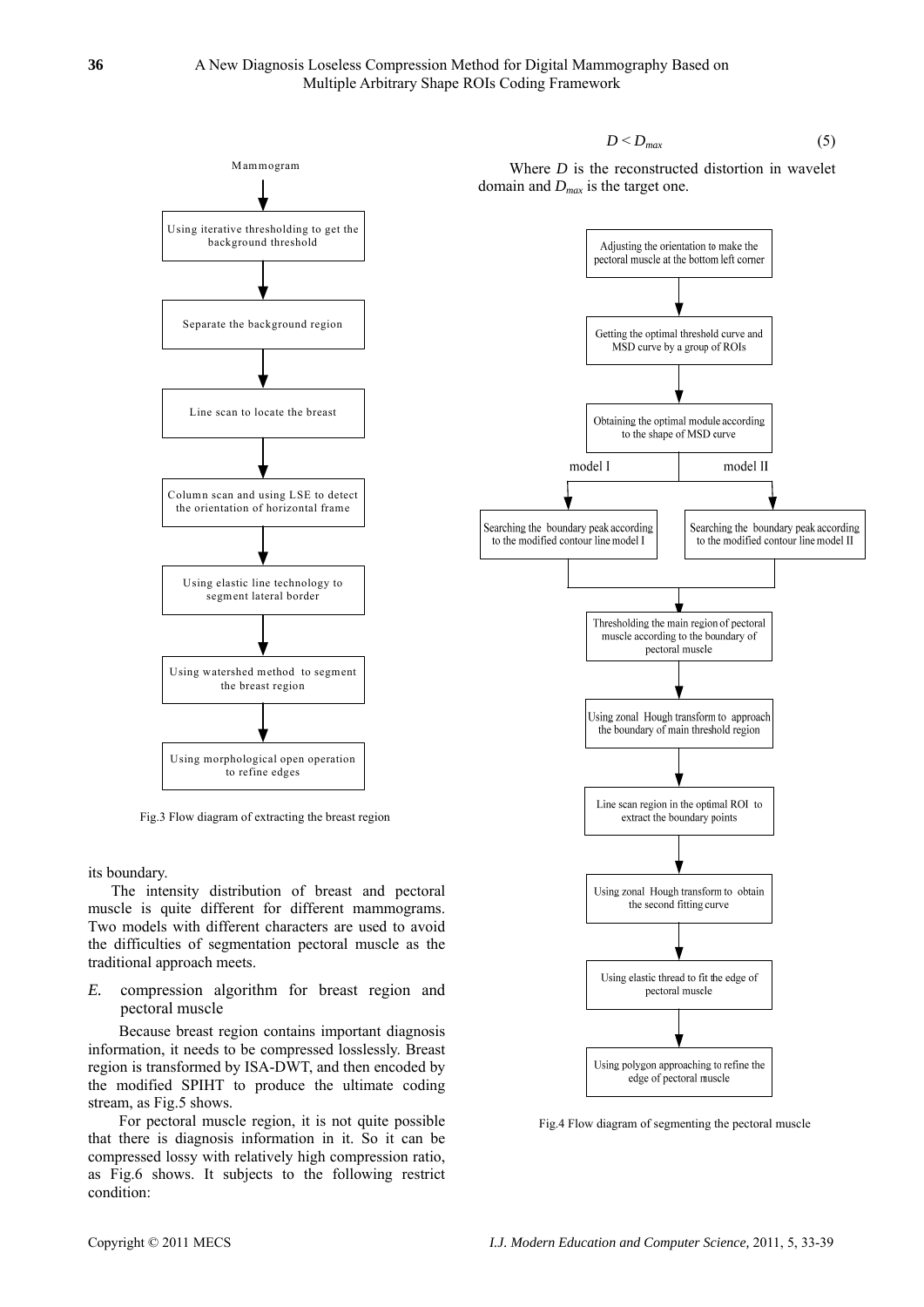Mammogram

Using iterative thresholding to get the background threshold

Separate the background region

Line scan to locate the breast

Column scan and using LSE to detect the orientation of horizontal frame

Using elastic line technology to segment lateral border

Using watershed method to segment the breast region

Using morphological open operation to refine edges

Fig.3 Flow diagram of extracting the breast region

its boundary.

The intensity distribution of breast and pectoral muscle is quite different for different mammograms. Two models with different characters are used to avoid the difficulties of segmentation pectoral muscle as the traditional approach meets.

### *E.* compression algorithm for breast region and pectoral muscle

Because breast region contains important diagnosis information, it needs to be compressed losslessly. Breast region is transformed by ISA-DWT, and then encoded by the modified SPIHT to produce the ultimate coding stream, as Fig.5 shows.

For pectoral muscle region, it is not quite possible that there is diagnosis information in it. So it can be compressed lossy with relatively high compression ratio, as Fig.6 shows. It subjects to the following restrict condition:

$$D < D_{max} \tag{5}$$

Where $D$ is the reconstructed distortion in wavelet domain and $D_{max}$ is the target one.

Adjusting the orientation to make the pectoral muscle at the bottom left corner

Getting the optimal threshold curve and MSD curve by a group of ROIs

Obtaining the optimal module according to the shape of MSD curve

model I | model II

Searching the boundary peak according to the modified contour line model I

Searching the boundary peak according to the modified contour line model II

Thresholding the main region of pectoral muscle according to the boundary of pectoral muscle

Using zonal Hough transform to approach the boundary of main threshold region

Line scan region in the optimal ROI to extract the boundary points

Using zonal Hough transform to obtain the second fitting curve

Using elastic thread to fit the edge of pectoral muscle

Using polygon approaching to refine the edge of pectoral muscle

Fig.4 Flow diagram of segmenting the pectoral muscle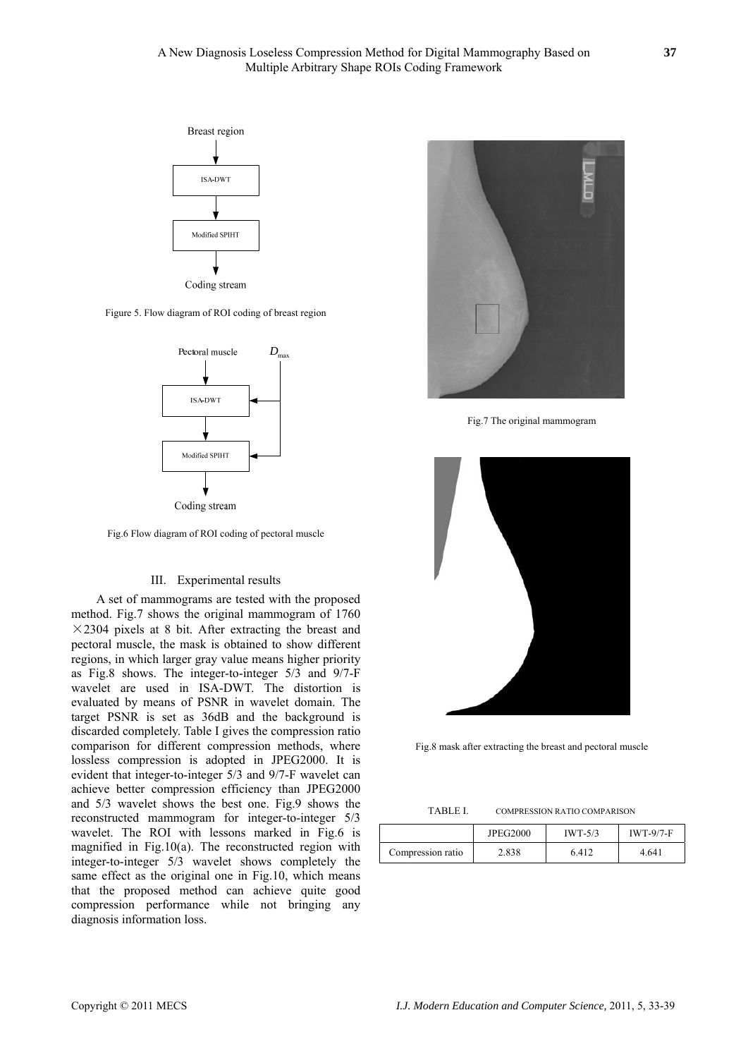Figure 5. Flow diagram of ROI coding of breast region

Fig.6 Flow diagram of ROI coding of pectoral muscle

## III. Experimental results

A set of mammograms are tested with the proposed method. Fig.7 shows the original mammogram of 1760 ×2304 pixels at 8 bit. After extracting the breast and pectoral muscle, the mask is obtained to show different regions, in which larger gray value means higher priority as Fig.8 shows. The integer-to-integer 5/3 and 9/7-F wavelet are used in ISA-DWT. The distortion is evaluated by means of PSNR in wavelet domain. The target PSNR is set as 36dB and the background is discarded completely. Table I gives the compression ratio comparison for different compression methods, where lossless compression is adopted in JPEG2000. It is evident that integer-to-integer 5/3 and 9/7-F wavelet can achieve better compression efficiency than JPEG2000 and 5/3 wavelet shows the best one. Fig.9 shows the reconstructed mammogram for integer-to-integer 5/3 wavelet. The ROI with lessons marked in Fig.6 is magnified in Fig.10(a). The reconstructed region with integer-to-integer 5/3 wavelet shows completely the same effect as the original one in Fig.10, which means that the proposed method can achieve quite good compression performance while not bringing any diagnosis information loss.

Fig.7 The original mammogram

Fig.8 mask after extracting the breast and pectoral muscle

TABLE I. COMPRESSION RATIO COMPARISON

| | JPEG2000 | IWT-5/3 | IWT-9/7-F |
|---|---|---|---|
| Compression ratio | 2.838 | 6.412 | 4.641 |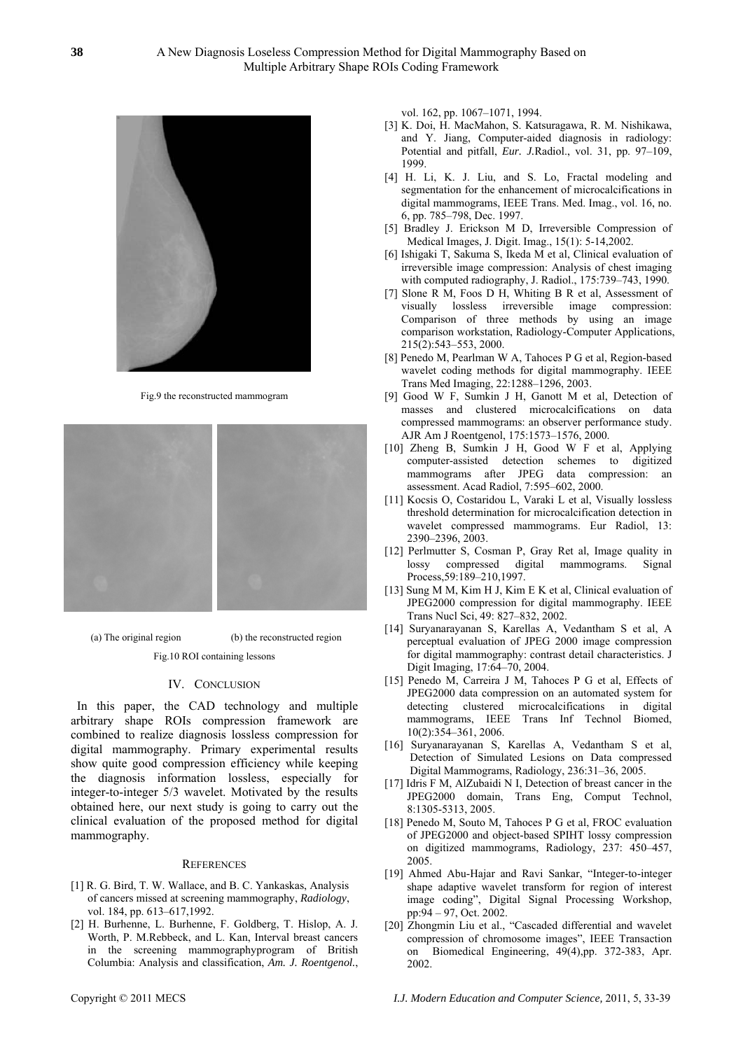Fig.9 the reconstructed mammogram

(a) The original region (b) the reconstructed region

Fig.10 ROI containing lessons

## IV. CONCLUSION

In this paper, the CAD technology and multiple arbitrary shape ROIs compression framework are combined to realize diagnosis lossless compression for digital mammography. Primary experimental results show quite good compression efficiency while keeping the diagnosis information lossless, especially for integer-to-integer 5/3 wavelet. Motivated by the results obtained here, our next study is going to carry out the clinical evaluation of the proposed method for digital mammography.

## REFERENCES

[1] R. G. Bird, T. W. Wallace, and B. C. Yankaskas, Analysis of cancers missed at screening mammography, *Radiology*, vol. 184, pp. 613–617,1992.

[2] H. Burhenne, L. Burhenne, F. Goldberg, T. Hislop, A. J. Worth, P. M.Rebbeck, and L. Kan, Interval breast cancers in the screening mammographyprogram of British Columbia: Analysis and classification, *Am. J. Roentgenol.*, vol. 162, pp. 1067–1071, 1994.

[3] K. Doi, H. MacMahon, S. Katsuragawa, R. M. Nishikawa, and Y. Jiang, Computer-aided diagnosis in radiology: Potential and pitfall, *Eur. J.*Radiol., vol. 31, pp. 97–109, 1999.

[4] H. Li, K. J. Liu, and S. Lo, Fractal modeling and segmentation for the enhancement of microcalcifications in digital mammograms, IEEE Trans. Med. Imag., vol. 16, no. 6, pp. 785–798, Dec. 1997.

[5] Bradley J. Erickson M D, Irreversible Compression of Medical Images, J. Digit. Imag., 15(1): 5-14,2002.

[6] Ishigaki T, Sakuma S, Ikeda M et al, Clinical evaluation of irreversible image compression: Analysis of chest imaging with computed radiography, J. Radiol., 175:739–743, 1990.

[7] Slone R M, Foos D H, Whiting B R et al, Assessment of visually lossless irreversible image compression: Comparison of three methods by using an image comparison workstation, Radiology-Computer Applications, 215(2):543–553, 2000.

[8] Penedo M, Pearlman W A, Tahoces P G et al, Region-based wavelet coding methods for digital mammography. IEEE Trans Med Imaging, 22:1288–1296, 2003.

[9] Good W F, Sumkin J H, Ganott M et al, Detection of masses and clustered microcalcifications on data compressed mammograms: an observer performance study. AJR Am J Roentgenol, 175:1573–1576, 2000.

[10] Zheng B, Sumkin J H, Good W F et al, Applying computer-assisted detection schemes to digitized mammograms after JPEG data compression: an assessment. Acad Radiol, 7:595–602, 2000.

[11] Kocsis O, Costaridou L, Varaki L et al, Visually lossless threshold determination for microcalcification detection in wavelet compressed mammograms. Eur Radiol, 13: 2390–2396, 2003.

[12] Perlmutter S, Cosman P, Gray Ret al, Image quality in lossy compressed digital mammograms. Signal Process,59:189–210,1997.

[13] Sung M M, Kim H J, Kim E K et al, Clinical evaluation of JPEG2000 compression for digital mammography. IEEE Trans Nucl Sci, 49: 827–832, 2002.

[14] Suryanarayanan S, Karellas A, Vedantham S et al, A perceptual evaluation of JPEG 2000 image compression for digital mammography: contrast detail characteristics. J Digit Imaging, 17:64–70, 2004.

[15] Penedo M, Carreira J M, Tahoces P G et al, Effects of JPEG2000 data compression on an automated system for detecting clustered microcalcifications in digital mammograms, IEEE Trans Inf Technol Biomed, 10(2):354–361, 2006.

[16] Suryanarayanan S, Karellas A, Vedantham S et al, Detection of Simulated Lesions on Data compressed Digital Mammograms, Radiology, 236:31–36, 2005.

[17] Idris F M, AlZubaidi N I, Detection of breast cancer in the JPEG2000 domain, Trans Eng, Comput Technol, 8:1305-5313, 2005.

[18] Penedo M, Souto M, Tahoces P G et al, FROC evaluation of JPEG2000 and object-based SPIHT lossy compression on digitized mammograms, Radiology, 237: 450–457, 2005.

[19] Ahmed Abu-Hajar and Ravi Sankar, "Integer-to-integer shape adaptive wavelet transform for region of interest image coding", Digital Signal Processing Workshop, pp:94 – 97, Oct. 2002.

[20] Zhongmin Liu et al., "Cascaded differential and wavelet compression of chromosome images", IEEE Transaction on Biomedical Engineering, 49(4),pp. 372-383, Apr. 2002.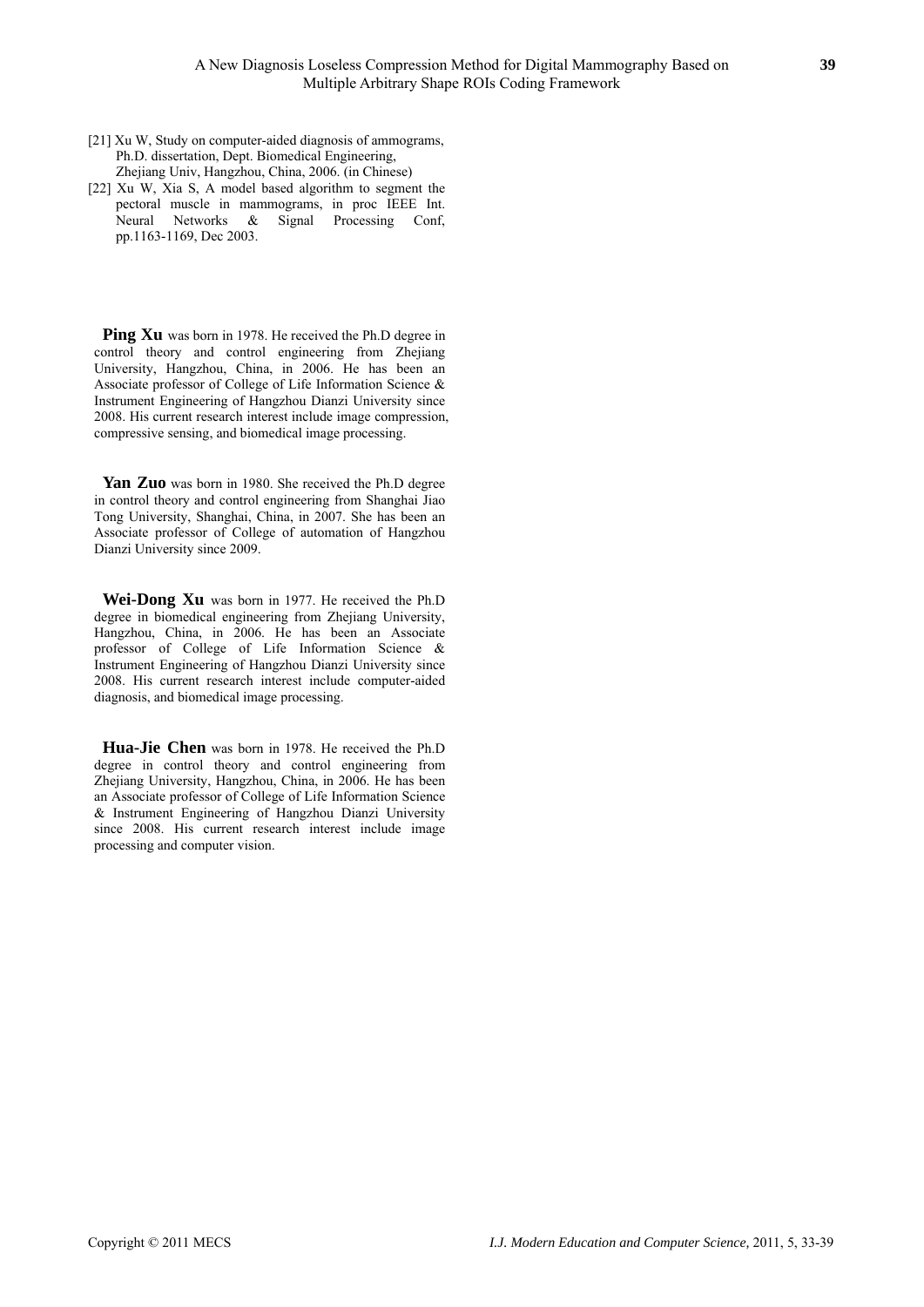[21] Xu W, Study on computer-aided diagnosis of ammograms, Ph.D. dissertation, Dept. Biomedical Engineering, Zhejiang Univ, Hangzhou, China, 2006. (in Chinese)

[22] Xu W, Xia S, A model based algorithm to segment the pectoral muscle in mammograms, in proc IEEE Int. Neural Networks & Signal Processing Conf, pp.1163-1169, Dec 2003.

**Ping Xu** was born in 1978. He received the Ph.D degree in control theory and control engineering from Zhejiang University, Hangzhou, China, in 2006. He has been an Associate professor of College of Life Information Science & Instrument Engineering of Hangzhou Dianzi University since 2008. His current research interest include image compression, compressive sensing, and biomedical image processing.

**Yan Zuo** was born in 1980. She received the Ph.D degree in control theory and control engineering from Shanghai Jiao Tong University, Shanghai, China, in 2007. She has been an Associate professor of College of automation of Hangzhou Dianzi University since 2009.

**Wei-Dong Xu** was born in 1977. He received the Ph.D degree in biomedical engineering from Zhejiang University, Hangzhou, China, in 2006. He has been an Associate professor of College of Life Information Science & Instrument Engineering of Hangzhou Dianzi University since 2008. His current research interest include computer-aided diagnosis, and biomedical image processing.

**Hua-Jie Chen** was born in 1978. He received the Ph.D degree in control theory and control engineering from Zhejiang University, Hangzhou, China, in 2006. He has been an Associate professor of College of Life Information Science & Instrument Engineering of Hangzhou Dianzi University since 2008. His current research interest include image processing and computer vision.